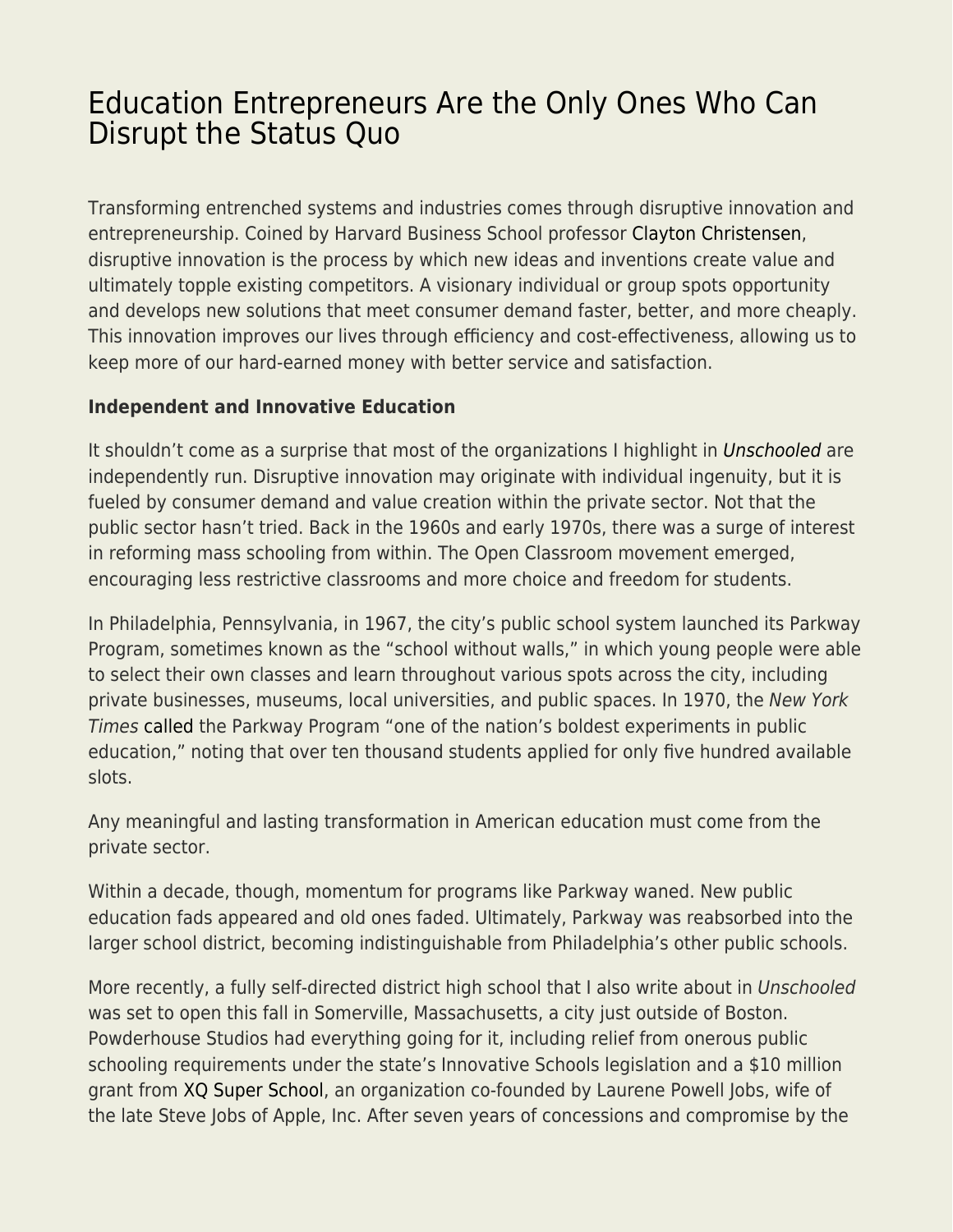# Education Entrepreneurs Are the Only Ones Who Can Disrupt the Status Quo

Transforming entrenched systems and industries comes through disruptive innovation and entrepreneurship. Coined by Harvard Business School professor Clayton Christensen, disruptive innovation is the process by which new ideas and inventions create value and ultimately topple existing competitors. A visionary individual or group spots opportunity and develops new solutions that meet consumer demand faster, better, and more cheaply. This innovation improves our lives through efficiency and cost-effectiveness, allowing us to keep more of our hard-earned money with better service and satisfaction.

**Independent and Innovative Education**

It shouldn't come as a surprise that most of the organizations I highlight in *Unschooled* are independently run. Disruptive innovation may originate with individual ingenuity, but it is fueled by consumer demand and value creation within the private sector. Not that the public sector hasn't tried. Back in the 1960s and early 1970s, there was a surge of interest in reforming mass schooling from within. The Open Classroom movement emerged, encouraging less restrictive classrooms and more choice and freedom for students.

In Philadelphia, Pennsylvania, in 1967, the city's public school system launched its Parkway Program, sometimes known as the "school without walls," in which young people were able to select their own classes and learn throughout various spots across the city, including private businesses, museums, local universities, and public spaces. In 1970, the *New York Times* called the Parkway Program "one of the nation's boldest experiments in public education," noting that over ten thousand students applied for only five hundred available slots.

Any meaningful and lasting transformation in American education must come from the private sector.

Within a decade, though, momentum for programs like Parkway waned. New public education fads appeared and old ones faded. Ultimately, Parkway was reabsorbed into the larger school district, becoming indistinguishable from Philadelphia's other public schools.

More recently, a fully self-directed district high school that I also write about in *Unschooled* was set to open this fall in Somerville, Massachusetts, a city just outside of Boston. Powderhouse Studios had everything going for it, including relief from onerous public schooling requirements under the state's Innovative Schools legislation and a $10 million grant from XQ Super School, an organization co-founded by Laurene Powell Jobs, wife of the late Steve Jobs of Apple, Inc. After seven years of concessions and compromise by the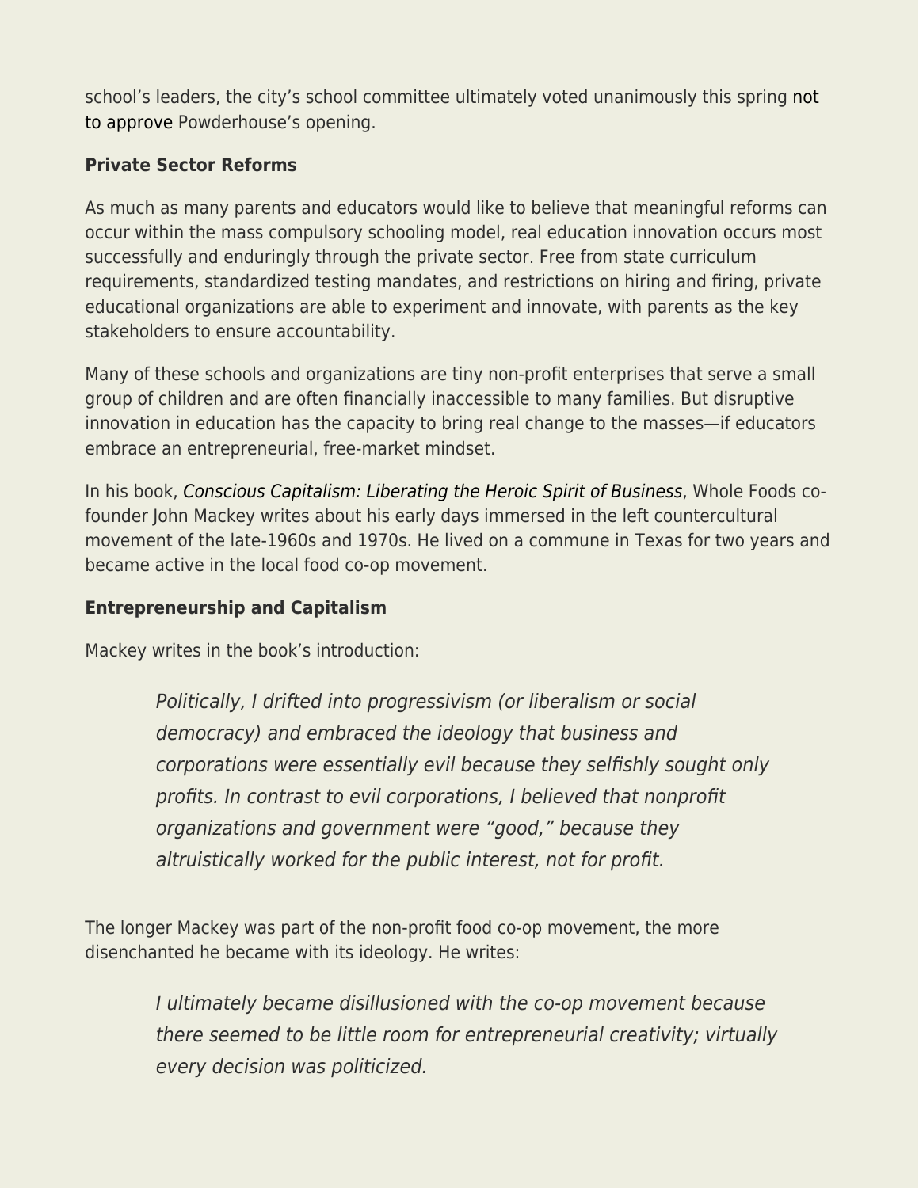school's leaders, the city's school committee ultimately voted unanimously this spring not to approve Powderhouse's opening.

**Private Sector Reforms**

As much as many parents and educators would like to believe that meaningful reforms can occur within the mass compulsory schooling model, real education innovation occurs most successfully and enduringly through the private sector. Free from state curriculum requirements, standardized testing mandates, and restrictions on hiring and firing, private educational organizations are able to experiment and innovate, with parents as the key stakeholders to ensure accountability.

Many of these schools and organizations are tiny non-profit enterprises that serve a small group of children and are often financially inaccessible to many families. But disruptive innovation in education has the capacity to bring real change to the masses—if educators embrace an entrepreneurial, free-market mindset.

In his book, *Conscious Capitalism: Liberating the Heroic Spirit of Business*, Whole Foods co-founder John Mackey writes about his early days immersed in the left countercultural movement of the late-1960s and 1970s. He lived on a commune in Texas for two years and became active in the local food co-op movement.

**Entrepreneurship and Capitalism**

Mackey writes in the book's introduction:

> *Politically, I drifted into progressivism (or liberalism or social democracy) and embraced the ideology that business and corporations were essentially evil because they selfishly sought only profits. In contrast to evil corporations, I believed that nonprofit organizations and government were "good," because they altruistically worked for the public interest, not for profit.*

The longer Mackey was part of the non-profit food co-op movement, the more disenchanted he became with its ideology. He writes:

> *I ultimately became disillusioned with the co-op movement because there seemed to be little room for entrepreneurial creativity; virtually every decision was politicized.*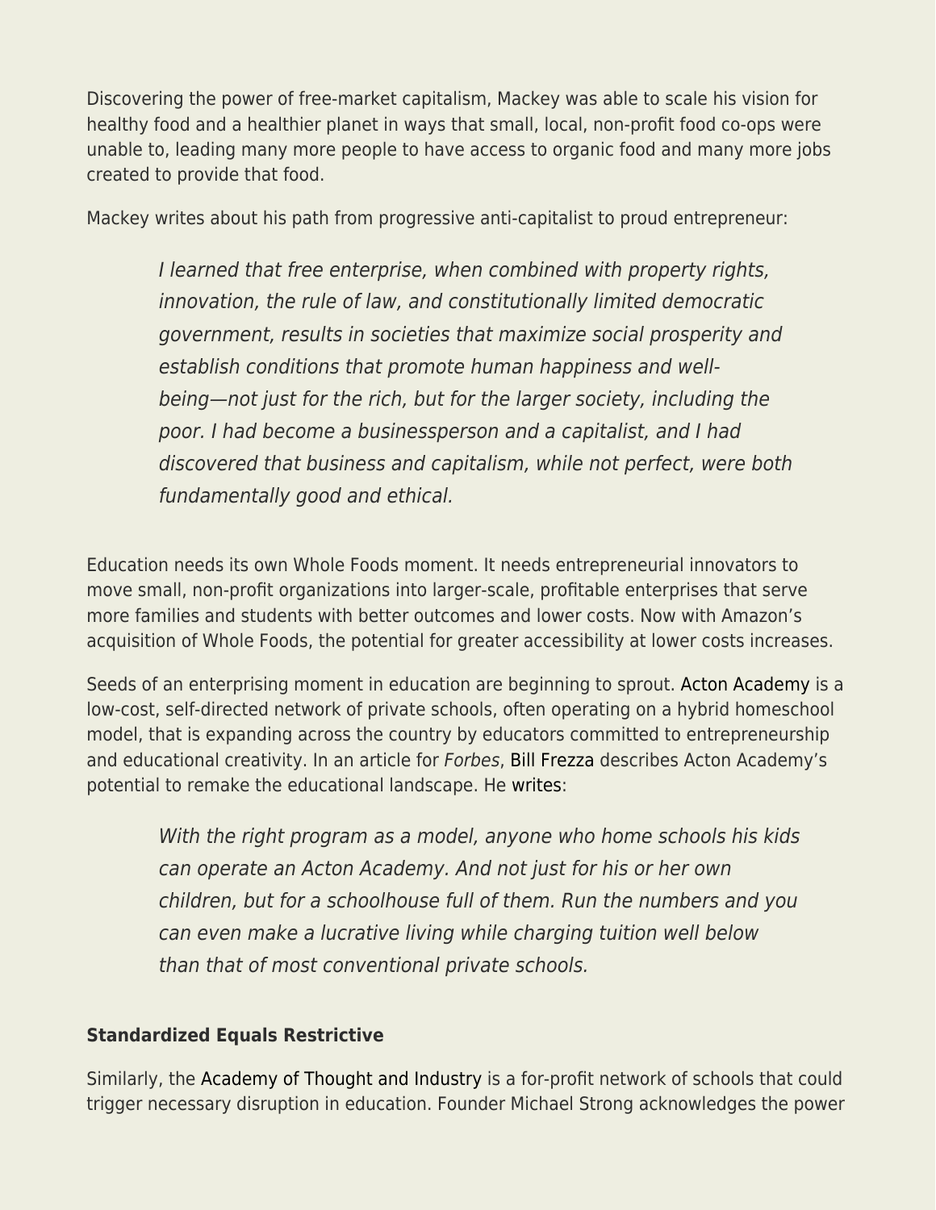Discovering the power of free-market capitalism, Mackey was able to scale his vision for healthy food and a healthier planet in ways that small, local, non-profit food co-ops were unable to, leading many more people to have access to organic food and many more jobs created to provide that food.

Mackey writes about his path from progressive anti-capitalist to proud entrepreneur:

> *I learned that free enterprise, when combined with property rights, innovation, the rule of law, and constitutionally limited democratic government, results in societies that maximize social prosperity and establish conditions that promote human happiness and well-being—not just for the rich, but for the larger society, including the poor. I had become a businessperson and a capitalist, and I had discovered that business and capitalism, while not perfect, were both fundamentally good and ethical.*

Education needs its own Whole Foods moment. It needs entrepreneurial innovators to move small, non-profit organizations into larger-scale, profitable enterprises that serve more families and students with better outcomes and lower costs. Now with Amazon's acquisition of Whole Foods, the potential for greater accessibility at lower costs increases.

Seeds of an enterprising moment in education are beginning to sprout. Acton Academy is a low-cost, self-directed network of private schools, often operating on a hybrid homeschool model, that is expanding across the country by educators committed to entrepreneurship and educational creativity. In an article for *Forbes*, Bill Frezza describes Acton Academy's potential to remake the educational landscape. He writes:

> *With the right program as a model, anyone who home schools his kids can operate an Acton Academy. And not just for his or her own children, but for a schoolhouse full of them. Run the numbers and you can even make a lucrative living while charging tuition well below than that of most conventional private schools.*

**Standardized Equals Restrictive**

Similarly, the Academy of Thought and Industry is a for-profit network of schools that could trigger necessary disruption in education. Founder Michael Strong acknowledges the power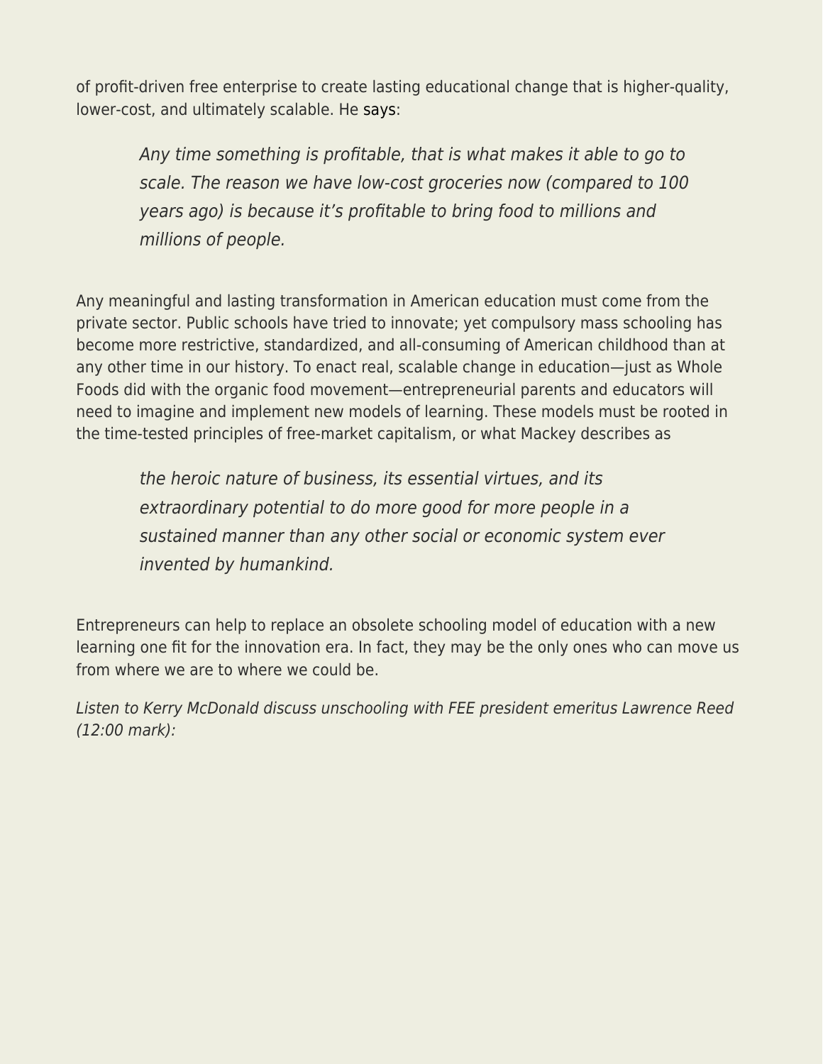of profit-driven free enterprise to create lasting educational change that is higher-quality, lower-cost, and ultimately scalable. He says:

> *Any time something is profitable, that is what makes it able to go to scale. The reason we have low-cost groceries now (compared to 100 years ago) is because it's profitable to bring food to millions and millions of people.*

Any meaningful and lasting transformation in American education must come from the private sector. Public schools have tried to innovate; yet compulsory mass schooling has become more restrictive, standardized, and all-consuming of American childhood than at any other time in our history. To enact real, scalable change in education—just as Whole Foods did with the organic food movement—entrepreneurial parents and educators will need to imagine and implement new models of learning. These models must be rooted in the time-tested principles of free-market capitalism, or what Mackey describes as

> *the heroic nature of business, its essential virtues, and its extraordinary potential to do more good for more people in a sustained manner than any other social or economic system ever invented by humankind.*

Entrepreneurs can help to replace an obsolete schooling model of education with a new learning one fit for the innovation era. In fact, they may be the only ones who can move us from where we are to where we could be.

*Listen to Kerry McDonald discuss unschooling with FEE president emeritus Lawrence Reed (12:00 mark):*